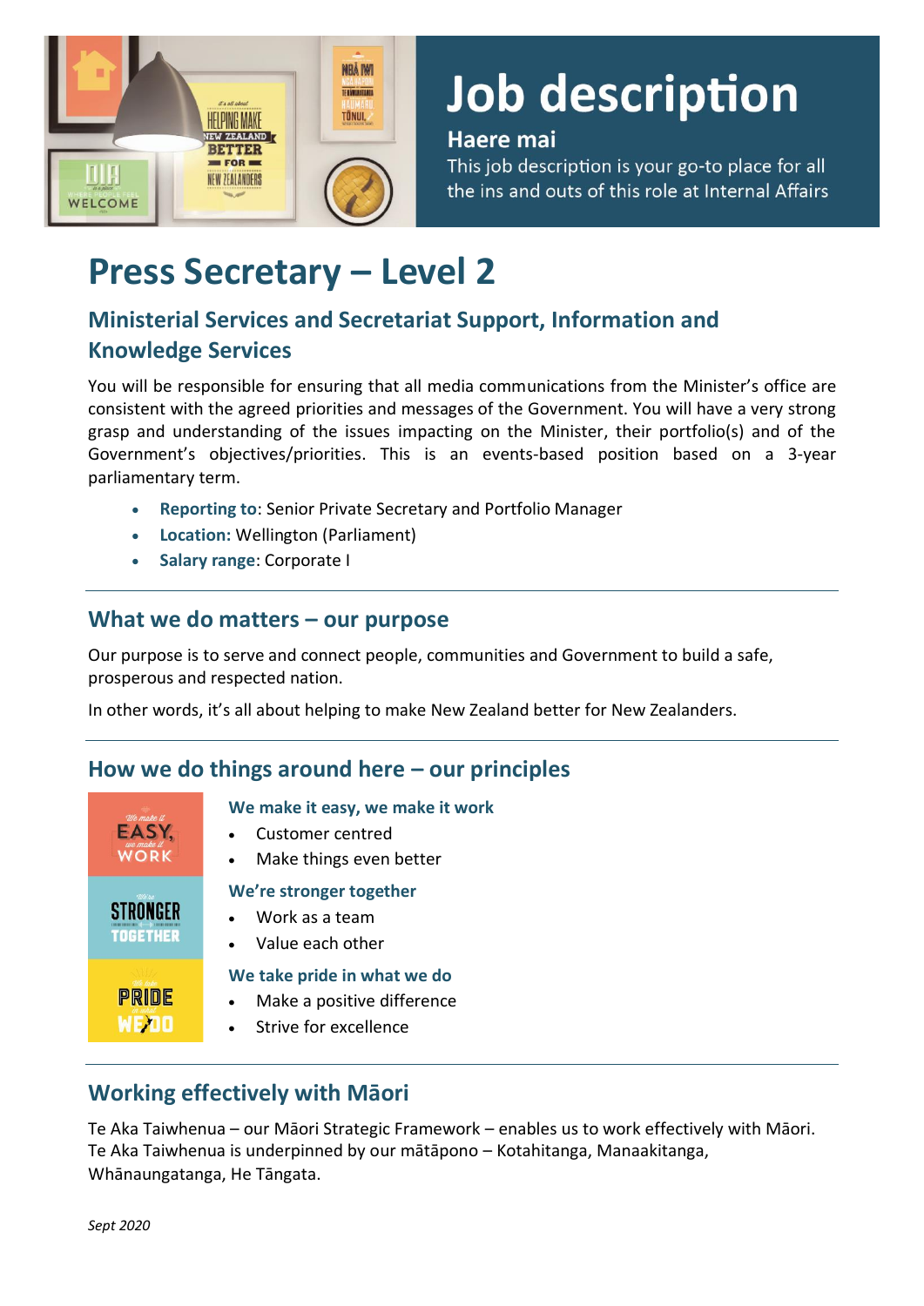# Job description

**Haere mai**

This job description is your go-to place for all the ins and outs of this role at Internal Affairs

# Press Secretary – Level 2

## Ministerial Services and Secretariat Support, Information and Knowledge Services

You will be responsible for ensuring that all media communications from the Minister's office are consistent with the agreed priorities and messages of the Government. You will have a very strong grasp and understanding of the issues impacting on the Minister, their portfolio(s) and of the Government's objectives/priorities. This is an events-based position based on a 3-year parliamentary term.

- **Reporting to**: Senior Private Secretary and Portfolio Manager
- **Location:** Wellington (Parliament)
- **Salary range**: Corporate I

## What we do matters – our purpose

Our purpose is to serve and connect people, communities and Government to build a safe, prosperous and respected nation.

In other words, it's all about helping to make New Zealand better for New Zealanders.

## How we do things around here – our principles

### We make it easy, we make it work

- Customer centred
- Make things even better

### We're stronger together

- Work as a team
- Value each other

### We take pride in what we do

- Make a positive difference
- Strive for excellence

## Working effectively with Māori

Te Aka Taiwhenua – our Māori Strategic Framework – enables us to work effectively with Māori. Te Aka Taiwhenua is underpinned by our mātāpono – Kotahitanga, Manaakitanga, Whānaungatanga, He Tāngata.

*Sept 2020*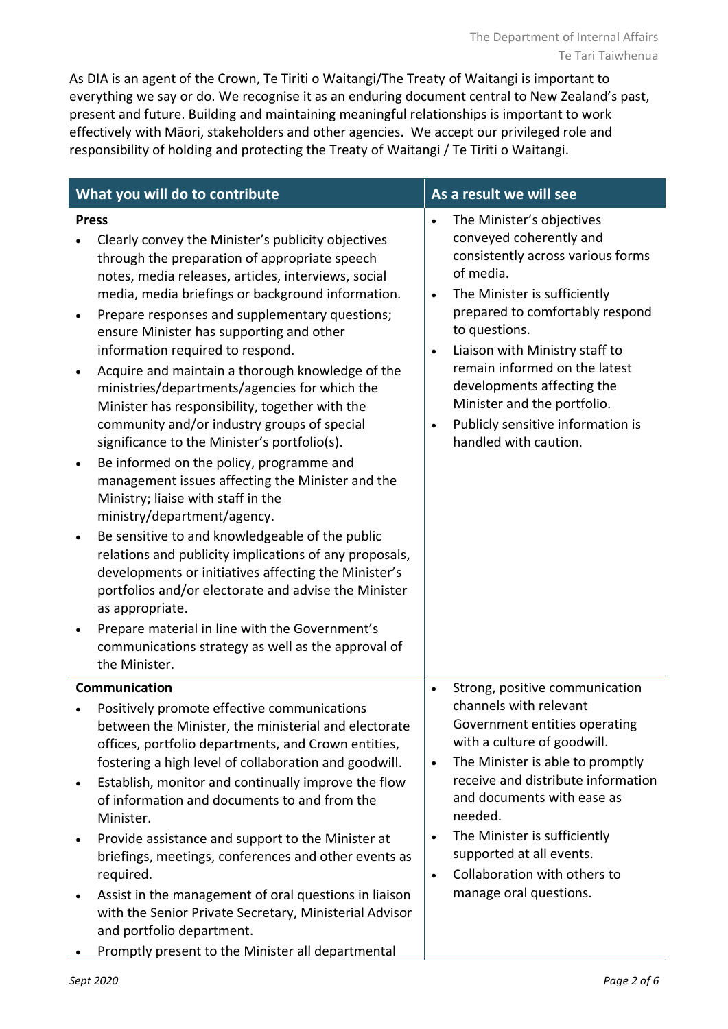As DIA is an agent of the Crown, Te Tiriti o Waitangi/The Treaty of Waitangi is important to everything we say or do. We recognise it as an enduring document central to New Zealand's past, present and future. Building and maintaining meaningful relationships is important to work effectively with Māori, stakeholders and other agencies. We accept our privileged role and responsibility of holding and protecting the Treaty of Waitangi / Te Tiriti o Waitangi.

| What you will do to contribute | As a result we will see |
| --- | --- |
| **Press**<br>• Clearly convey the Minister's publicity objectives through the preparation of appropriate speech notes, media releases, articles, interviews, social media, media briefings or background information.<br>• Prepare responses and supplementary questions; ensure Minister has supporting and other information required to respond.<br>• Acquire and maintain a thorough knowledge of the ministries/departments/agencies for which the Minister has responsibility, together with the community and/or industry groups of special significance to the Minister's portfolio(s).<br>• Be informed on the policy, programme and management issues affecting the Minister and the Ministry; liaise with staff in the ministry/department/agency.<br>• Be sensitive to and knowledgeable of the public relations and publicity implications of any proposals, developments or initiatives affecting the Minister's portfolios and/or electorate and advise the Minister as appropriate.<br>• Prepare material in line with the Government's communications strategy as well as the approval of the Minister. | • The Minister's objectives conveyed coherently and consistently across various forms of media.<br>• The Minister is sufficiently prepared to comfortably respond to questions.<br>• Liaison with Ministry staff to remain informed on the latest developments affecting the Minister and the portfolio.<br>• Publicly sensitive information is handled with caution. |
| **Communication**<br>• Positively promote effective communications between the Minister, the ministerial and electorate offices, portfolio departments, and Crown entities, fostering a high level of collaboration and goodwill.<br>• Establish, monitor and continually improve the flow of information and documents to and from the Minister.<br>• Provide assistance and support to the Minister at briefings, meetings, conferences and other events as required.<br>• Assist in the management of oral questions in liaison with the Senior Private Secretary, Ministerial Advisor and portfolio department.<br>• Promptly present to the Minister all departmental | • Strong, positive communication channels with relevant Government entities operating with a culture of goodwill.<br>• The Minister is able to promptly receive and distribute information and documents with ease as needed.<br>• The Minister is sufficiently supported at all events.<br>• Collaboration with others to manage oral questions. |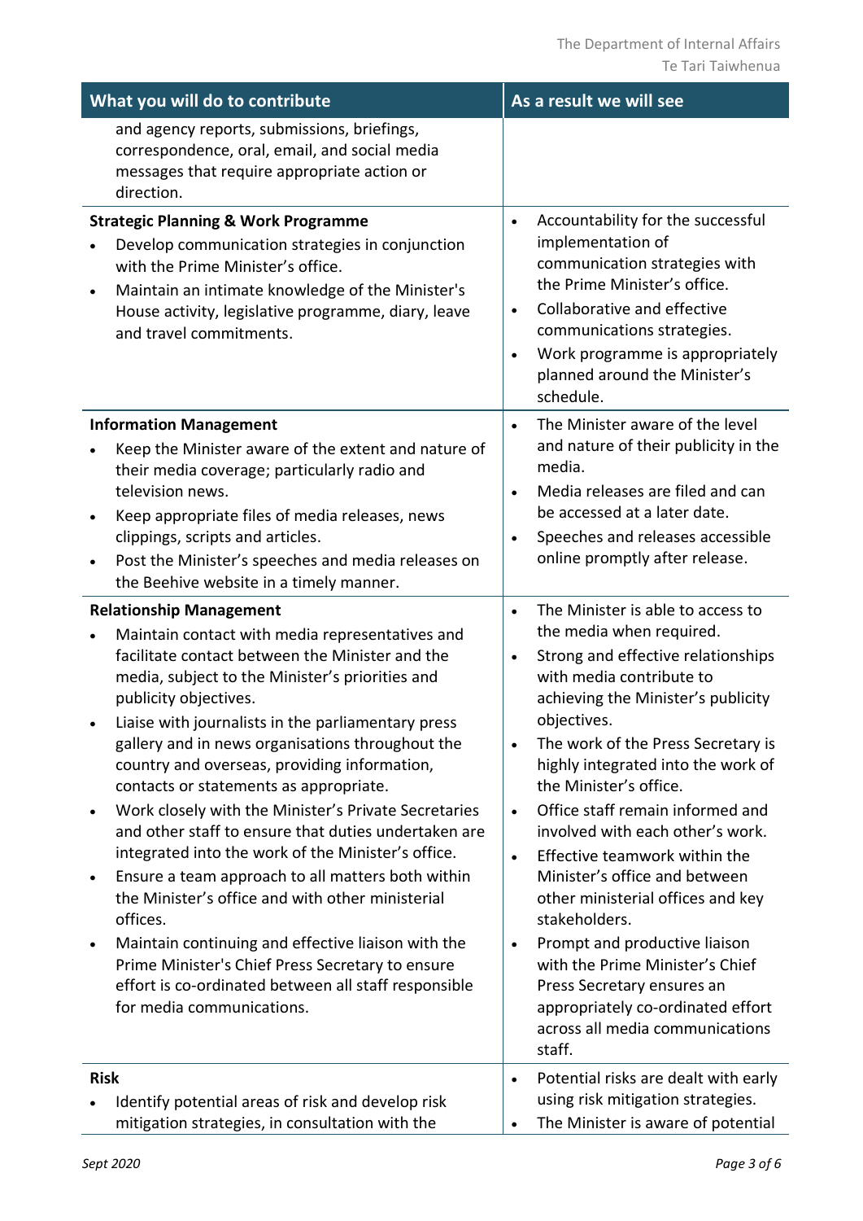| What you will do to contribute | As a result we will see |
|---|---|
| and agency reports, submissions, briefings, correspondence, oral, email, and social media messages that require appropriate action or direction. | |
| **Strategic Planning & Work Programme**<br>• Develop communication strategies in conjunction with the Prime Minister's office.<br>• Maintain an intimate knowledge of the Minister's House activity, legislative programme, diary, leave and travel commitments. | • Accountability for the successful implementation of communication strategies with the Prime Minister's office.<br>• Collaborative and effective communications strategies.<br>• Work programme is appropriately planned around the Minister's schedule. |
| **Information Management**<br>• Keep the Minister aware of the extent and nature of their media coverage; particularly radio and television news.<br>• Keep appropriate files of media releases, news clippings, scripts and articles.<br>• Post the Minister's speeches and media releases on the Beehive website in a timely manner. | • The Minister aware of the level and nature of their publicity in the media.<br>• Media releases are filed and can be accessed at a later date.<br>• Speeches and releases accessible online promptly after release. |
| **Relationship Management**<br>• Maintain contact with media representatives and facilitate contact between the Minister and the media, subject to the Minister's priorities and publicity objectives.<br>• Liaise with journalists in the parliamentary press gallery and in news organisations throughout the country and overseas, providing information, contacts or statements as appropriate.<br>• Work closely with the Minister's Private Secretaries and other staff to ensure that duties undertaken are integrated into the work of the Minister's office.<br>• Ensure a team approach to all matters both within the Minister's office and with other ministerial offices.<br>• Maintain continuing and effective liaison with the Prime Minister's Chief Press Secretary to ensure effort is co-ordinated between all staff responsible for media communications. | • The Minister is able to access to the media when required.<br>• Strong and effective relationships with media contribute to achieving the Minister's publicity objectives.<br>• The work of the Press Secretary is highly integrated into the work of the Minister's office.<br>• Office staff remain informed and involved with each other's work.<br>• Effective teamwork within the Minister's office and between other ministerial offices and key stakeholders.<br>• Prompt and productive liaison with the Prime Minister's Chief Press Secretary ensures an appropriately co-ordinated effort across all media communications staff. |
| **Risk**<br>• Identify potential areas of risk and develop risk mitigation strategies, in consultation with the | • Potential risks are dealt with early using risk mitigation strategies.<br>• The Minister is aware of potential |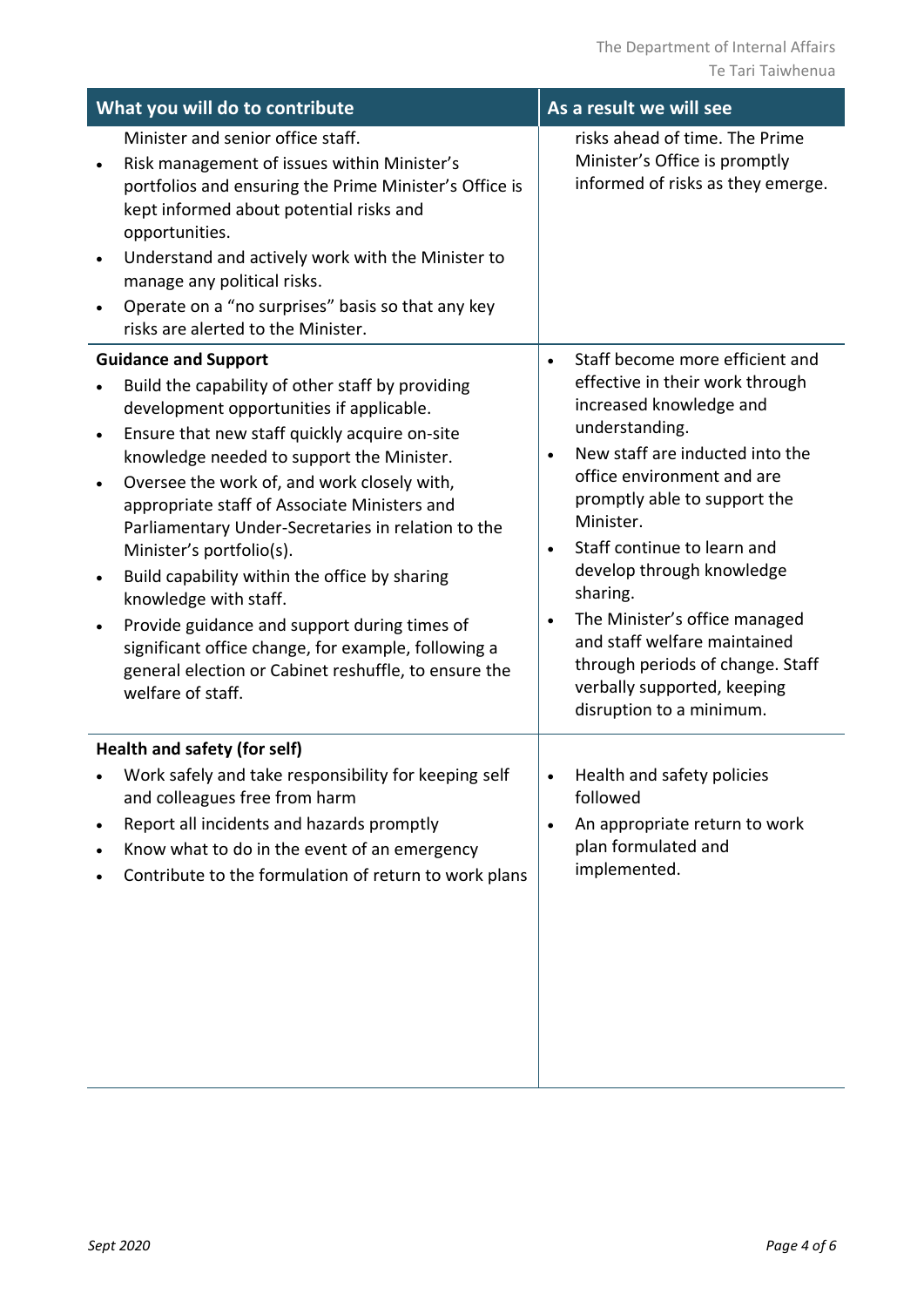| What you will do to contribute | As a result we will see |
|---|---|
| Minister and senior office staff.<br>• Risk management of issues within Minister's portfolios and ensuring the Prime Minister's Office is kept informed about potential risks and opportunities.<br>• Understand and actively work with the Minister to manage any political risks.<br>• Operate on a "no surprises" basis so that any key risks are alerted to the Minister. | risks ahead of time. The Prime Minister's Office is promptly informed of risks as they emerge. |
| **Guidance and Support**<br>• Build the capability of other staff by providing development opportunities if applicable.<br>• Ensure that new staff quickly acquire on-site knowledge needed to support the Minister.<br>• Oversee the work of, and work closely with, appropriate staff of Associate Ministers and Parliamentary Under-Secretaries in relation to the Minister's portfolio(s).<br>• Build capability within the office by sharing knowledge with staff.<br>• Provide guidance and support during times of significant office change, for example, following a general election or Cabinet reshuffle, to ensure the welfare of staff. | • Staff become more efficient and effective in their work through increased knowledge and understanding.<br>• New staff are inducted into the office environment and are promptly able to support the Minister.<br>• Staff continue to learn and develop through knowledge sharing.<br>• The Minister's office managed and staff welfare maintained through periods of change. Staff verbally supported, keeping disruption to a minimum. |
| **Health and safety (for self)**<br>• Work safely and take responsibility for keeping self and colleagues free from harm<br>• Report all incidents and hazards promptly<br>• Know what to do in the event of an emergency<br>• Contribute to the formulation of return to work plans | • Health and safety policies followed<br>• An appropriate return to work plan formulated and implemented. |

*Sept 2020*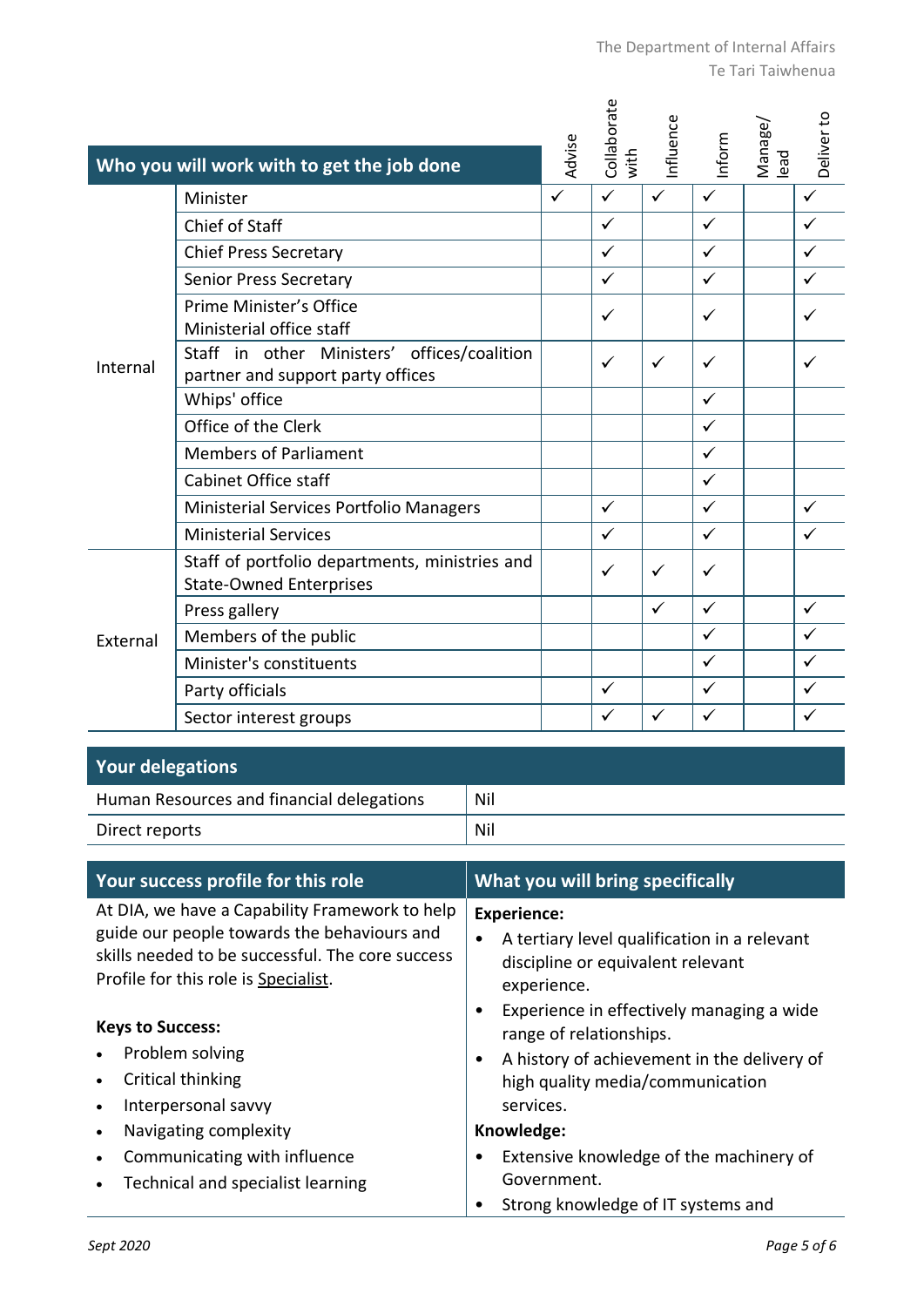| Who you will work with to get the job done | | Advise | Collaborate with | Influence | Inform | Manage/ lead | Deliver to |
|---|---|---|---|---|---|---|---|
| Internal | Minister | ✓ | ✓ | ✓ | ✓ | | ✓ |
| | Chief of Staff | | ✓ | | ✓ | | ✓ |
| | Chief Press Secretary | | ✓ | | ✓ | | ✓ |
| | Senior Press Secretary | | ✓ | | ✓ | | ✓ |
| | Prime Minister's Office Ministerial office staff | | ✓ | | ✓ | | ✓ |
| | Staff in other Ministers' offices/coalition partner and support party offices | | ✓ | ✓ | ✓ | | ✓ |
| | Whips' office | | | | ✓ | | |
| | Office of the Clerk | | | | ✓ | | |
| | Members of Parliament | | | | ✓ | | |
| | Cabinet Office staff | | | | ✓ | | |
| | Ministerial Services Portfolio Managers | | ✓ | | ✓ | | ✓ |
| | Ministerial Services | | ✓ | | ✓ | | ✓ |
| External | Staff of portfolio departments, ministries and State-Owned Enterprises | | ✓ | ✓ | ✓ | | |
| | Press gallery | | | ✓ | ✓ | | ✓ |
| | Members of the public | | | | ✓ | | ✓ |
| | Minister's constituents | | | | ✓ | | ✓ |
| | Party officials | | ✓ | | ✓ | | ✓ |
| | Sector interest groups | | ✓ | ✓ | ✓ | | ✓ |

| Your delegations | |
|---|---|
| Human Resources and financial delegations | Nil |
| Direct reports | Nil |

## Your success profile for this role

At DIA, we have a Capability Framework to help guide our people towards the behaviours and skills needed to be successful. The core success Profile for this role is Specialist.

**Keys to Success:**

- Problem solving
- Critical thinking
- Interpersonal savvy
- Navigating complexity
- Communicating with influence
- Technical and specialist learning

## What you will bring specifically

**Experience:**

- A tertiary level qualification in a relevant discipline or equivalent relevant experience.
- Experience in effectively managing a wide range of relationships.
- A history of achievement in the delivery of high quality media/communication services.

**Knowledge:**

- Extensive knowledge of the machinery of Government.
- Strong knowledge of IT systems and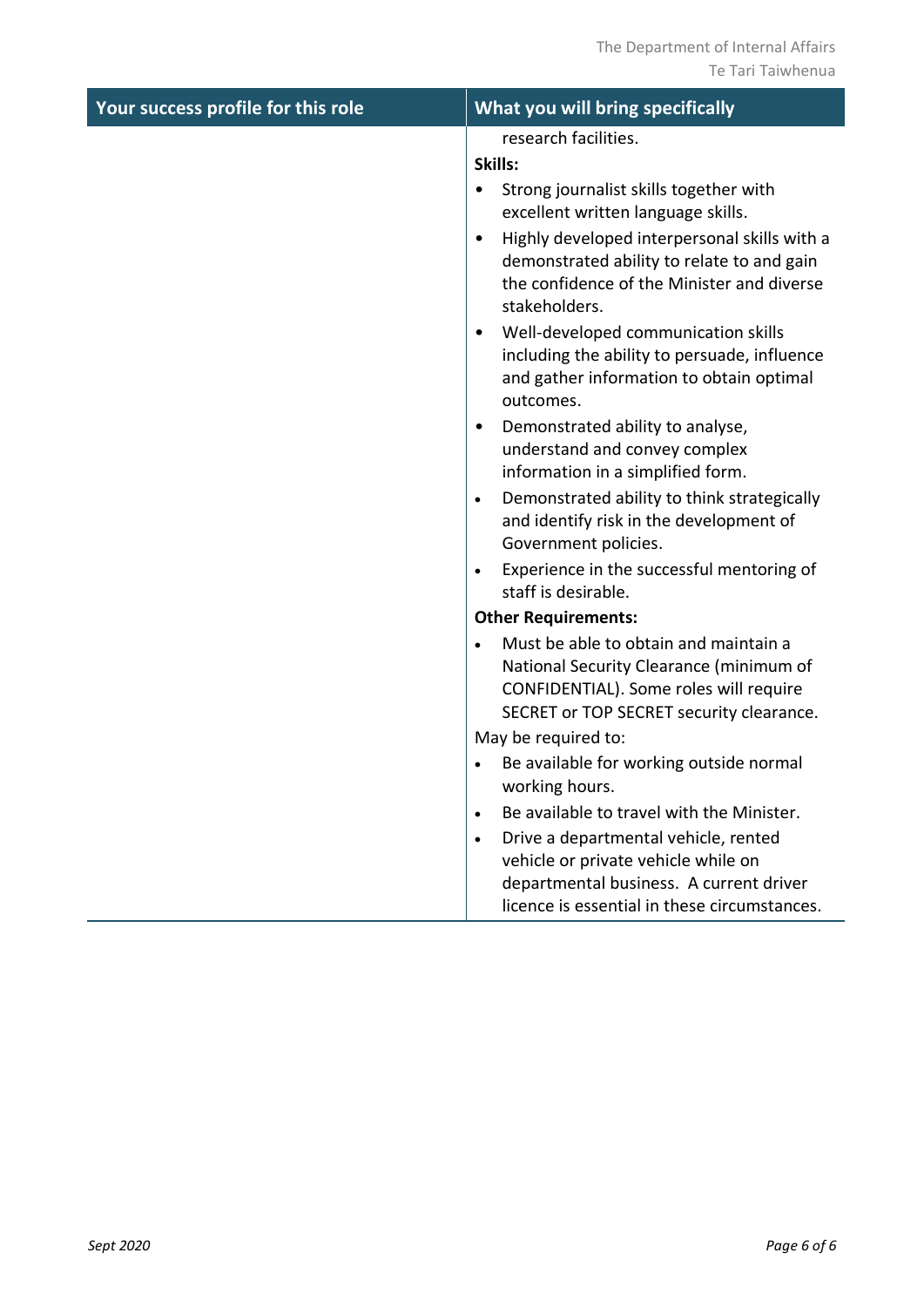| Your success profile for this role | What you will bring specifically |
| --- | --- |
| | research facilities.<br>**Skills:**<br>• Strong journalist skills together with excellent written language skills.<br>• Highly developed interpersonal skills with a demonstrated ability to relate to and gain the confidence of the Minister and diverse stakeholders.<br>• Well-developed communication skills including the ability to persuade, influence and gather information to obtain optimal outcomes.<br>• Demonstrated ability to analyse, understand and convey complex information in a simplified form.<br>• Demonstrated ability to think strategically and identify risk in the development of Government policies.<br>• Experience in the successful mentoring of staff is desirable.<br>**Other Requirements:**<br>• Must be able to obtain and maintain a National Security Clearance (minimum of CONFIDENTIAL). Some roles will require SECRET or TOP SECRET security clearance.<br>May be required to:<br>• Be available for working outside normal working hours.<br>• Be available to travel with the Minister.<br>• Drive a departmental vehicle, rented vehicle or private vehicle while on departmental business. A current driver licence is essential in these circumstances. |